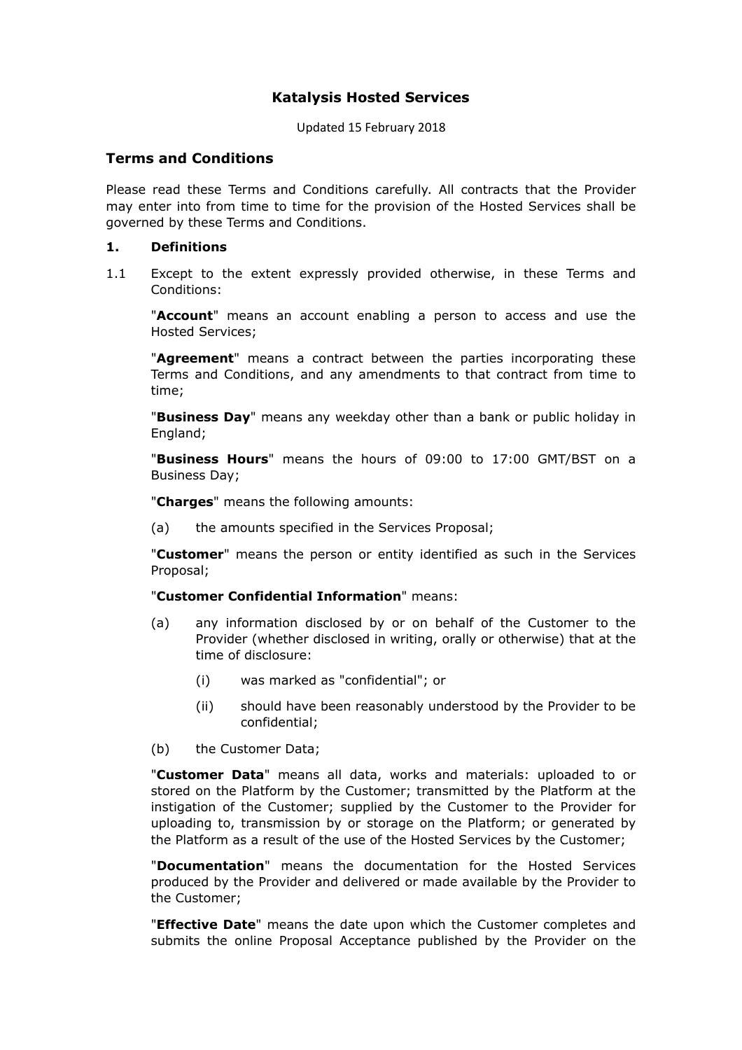# Katalysis Hosted Services

Updated 15 February 2018

## Terms and Conditions

Please read these Terms and Conditions carefully. All contracts that the Provider may enter into from time to time for the provision of the Hosted Services shall be governed by these Terms and Conditions.

### 1. Definitions

1.1 Except to the extent expressly provided otherwise, in these Terms and Conditions:

"**Account**" means an account enabling a person to access and use the Hosted Services;

"**Agreement**" means a contract between the parties incorporating these Terms and Conditions, and any amendments to that contract from time to time;

"**Business Day**" means any weekday other than a bank or public holiday in England;

"**Business Hours**" means the hours of 09:00 to 17:00 GMT/BST on a Business Day;

"**Charges**" means the following amounts:

(a) the amounts specified in the Services Proposal;

"**Customer**" means the person or entity identified as such in the Services Proposal;

"**Customer Confidential Information**" means:

(a) any information disclosed by or on behalf of the Customer to the Provider (whether disclosed in writing, orally or otherwise) that at the time of disclosure:

(i) was marked as "confidential"; or

(ii) should have been reasonably understood by the Provider to be confidential;

(b) the Customer Data;

"**Customer Data**" means all data, works and materials: uploaded to or stored on the Platform by the Customer; transmitted by the Platform at the instigation of the Customer; supplied by the Customer to the Provider for uploading to, transmission by or storage on the Platform; or generated by the Platform as a result of the use of the Hosted Services by the Customer;

"**Documentation**" means the documentation for the Hosted Services produced by the Provider and delivered or made available by the Provider to the Customer;

"**Effective Date**" means the date upon which the Customer completes and submits the online Proposal Acceptance published by the Provider on the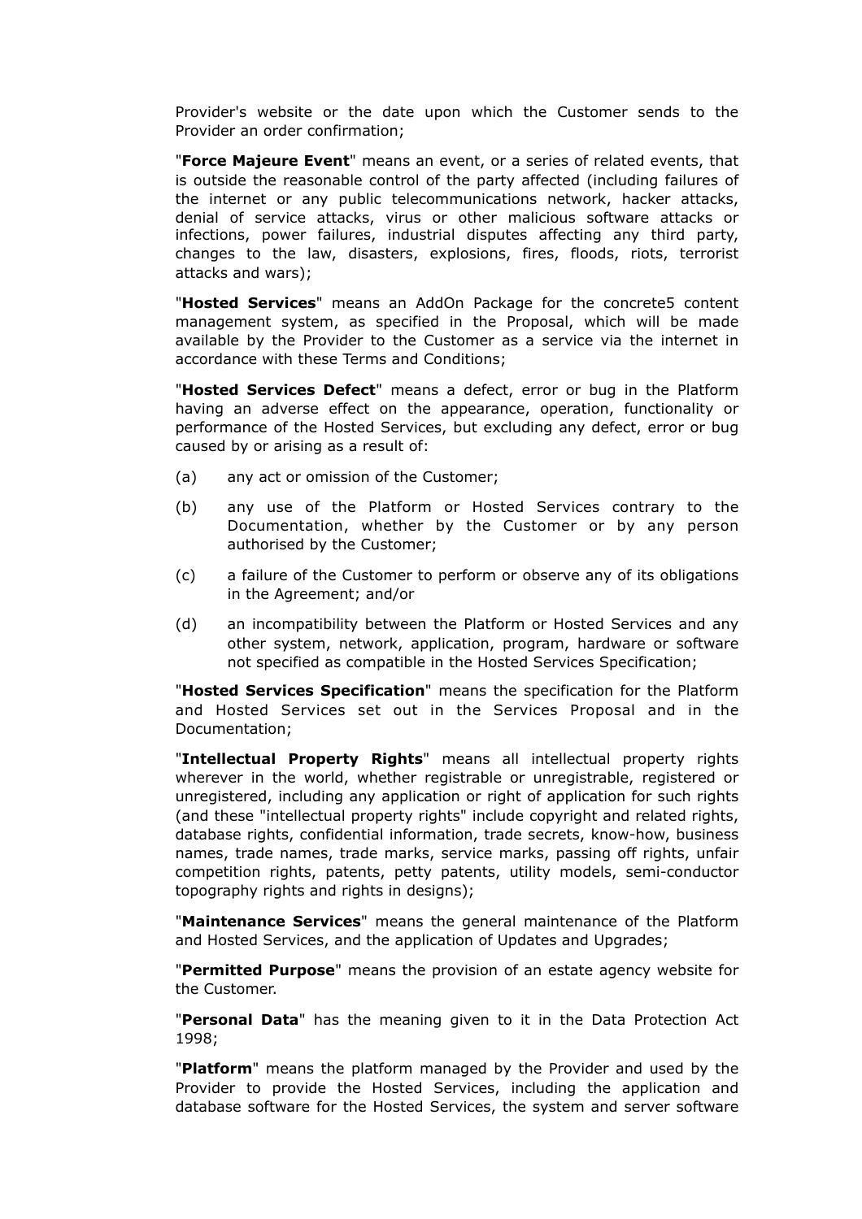Provider's website or the date upon which the Customer sends to the Provider an order confirmation;

"**Force Majeure Event**" means an event, or a series of related events, that is outside the reasonable control of the party affected (including failures of the internet or any public telecommunications network, hacker attacks, denial of service attacks, virus or other malicious software attacks or infections, power failures, industrial disputes affecting any third party, changes to the law, disasters, explosions, fires, floods, riots, terrorist attacks and wars);

"**Hosted Services**" means an AddOn Package for the concrete5 content management system, as specified in the Proposal, which will be made available by the Provider to the Customer as a service via the internet in accordance with these Terms and Conditions;

"**Hosted Services Defect**" means a defect, error or bug in the Platform having an adverse effect on the appearance, operation, functionality or performance of the Hosted Services, but excluding any defect, error or bug caused by or arising as a result of:

(a) any act or omission of the Customer;

(b) any use of the Platform or Hosted Services contrary to the Documentation, whether by the Customer or by any person authorised by the Customer;

(c) a failure of the Customer to perform or observe any of its obligations in the Agreement; and/or

(d) an incompatibility between the Platform or Hosted Services and any other system, network, application, program, hardware or software not specified as compatible in the Hosted Services Specification;

"**Hosted Services Specification**" means the specification for the Platform and Hosted Services set out in the Services Proposal and in the Documentation;

"**Intellectual Property Rights**" means all intellectual property rights wherever in the world, whether registrable or unregistrable, registered or unregistered, including any application or right of application for such rights (and these "intellectual property rights" include copyright and related rights, database rights, confidential information, trade secrets, know-how, business names, trade names, trade marks, service marks, passing off rights, unfair competition rights, patents, petty patents, utility models, semi-conductor topography rights and rights in designs);

"**Maintenance Services**" means the general maintenance of the Platform and Hosted Services, and the application of Updates and Upgrades;

"**Permitted Purpose**" means the provision of an estate agency website for the Customer.

"**Personal Data**" has the meaning given to it in the Data Protection Act 1998;

"**Platform**" means the platform managed by the Provider and used by the Provider to provide the Hosted Services, including the application and database software for the Hosted Services, the system and server software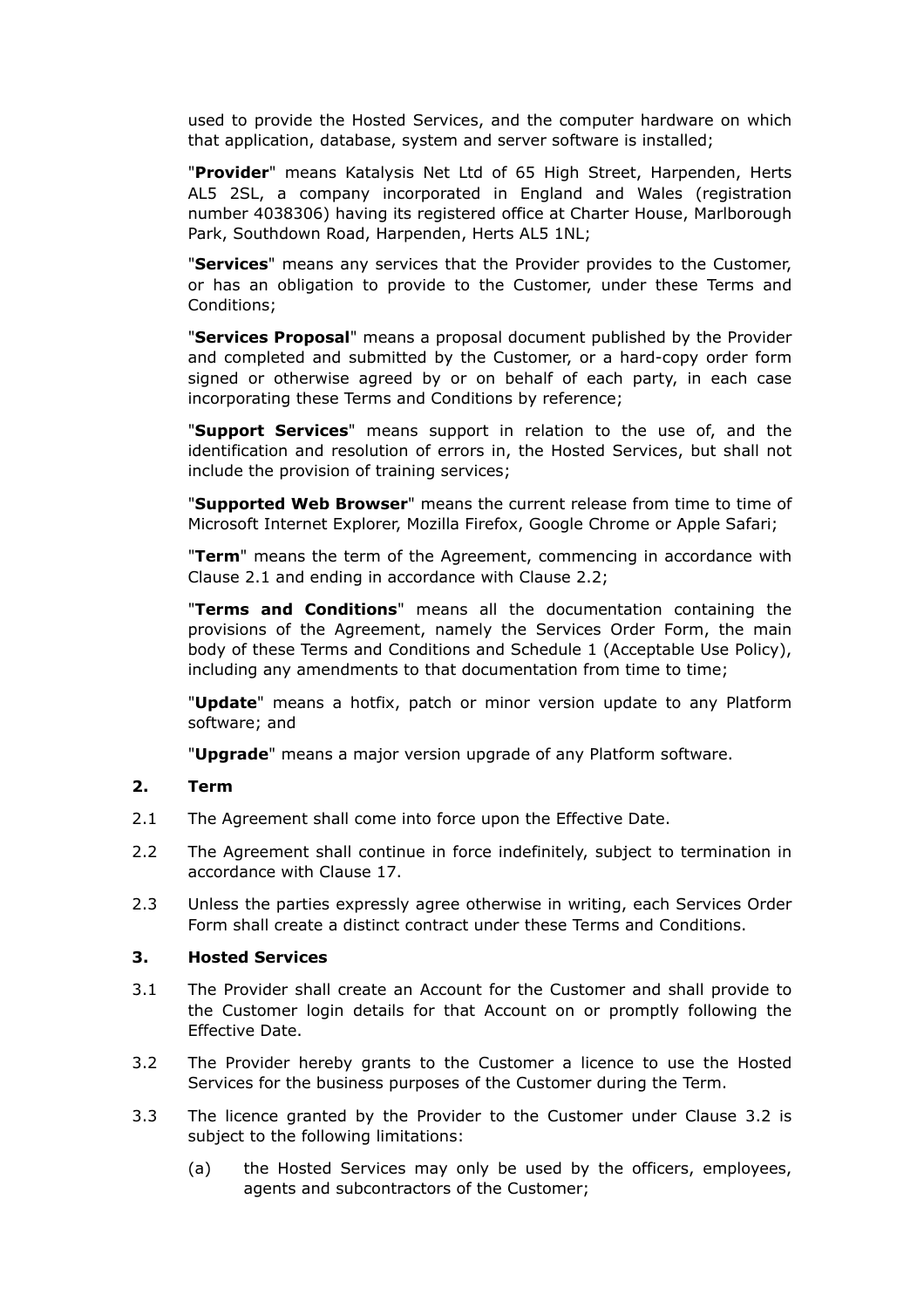used to provide the Hosted Services, and the computer hardware on which that application, database, system and server software is installed;

"**Provider**" means Katalysis Net Ltd of 65 High Street, Harpenden, Herts AL5 2SL, a company incorporated in England and Wales (registration number 4038306) having its registered office at Charter House, Marlborough Park, Southdown Road, Harpenden, Herts AL5 1NL;

"**Services**" means any services that the Provider provides to the Customer, or has an obligation to provide to the Customer, under these Terms and Conditions;

"**Services Proposal**" means a proposal document published by the Provider and completed and submitted by the Customer, or a hard-copy order form signed or otherwise agreed by or on behalf of each party, in each case incorporating these Terms and Conditions by reference;

"**Support Services**" means support in relation to the use of, and the identification and resolution of errors in, the Hosted Services, but shall not include the provision of training services;

"**Supported Web Browser**" means the current release from time to time of Microsoft Internet Explorer, Mozilla Firefox, Google Chrome or Apple Safari;

"**Term**" means the term of the Agreement, commencing in accordance with Clause 2.1 and ending in accordance with Clause 2.2;

"**Terms and Conditions**" means all the documentation containing the provisions of the Agreement, namely the Services Order Form, the main body of these Terms and Conditions and Schedule 1 (Acceptable Use Policy), including any amendments to that documentation from time to time;

"**Update**" means a hotfix, patch or minor version update to any Platform software; and

"**Upgrade**" means a major version upgrade of any Platform software.

## 2. Term

2.1 The Agreement shall come into force upon the Effective Date.

2.2 The Agreement shall continue in force indefinitely, subject to termination in accordance with Clause 17.

2.3 Unless the parties expressly agree otherwise in writing, each Services Order Form shall create a distinct contract under these Terms and Conditions.

## 3. Hosted Services

3.1 The Provider shall create an Account for the Customer and shall provide to the Customer login details for that Account on or promptly following the Effective Date.

3.2 The Provider hereby grants to the Customer a licence to use the Hosted Services for the business purposes of the Customer during the Term.

3.3 The licence granted by the Provider to the Customer under Clause 3.2 is subject to the following limitations:

(a) the Hosted Services may only be used by the officers, employees, agents and subcontractors of the Customer;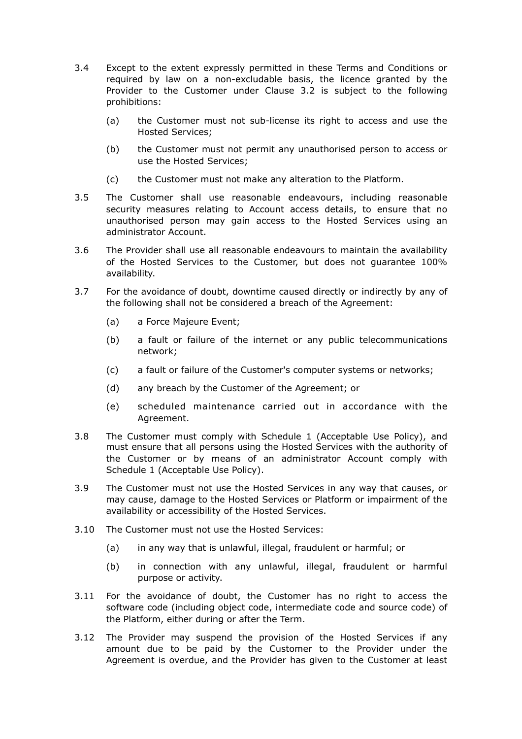3.4 Except to the extent expressly permitted in these Terms and Conditions or required by law on a non-excludable basis, the licence granted by the Provider to the Customer under Clause 3.2 is subject to the following prohibitions:

   (a) the Customer must not sub-license its right to access and use the Hosted Services;

   (b) the Customer must not permit any unauthorised person to access or use the Hosted Services;

   (c) the Customer must not make any alteration to the Platform.

3.5 The Customer shall use reasonable endeavours, including reasonable security measures relating to Account access details, to ensure that no unauthorised person may gain access to the Hosted Services using an administrator Account.

3.6 The Provider shall use all reasonable endeavours to maintain the availability of the Hosted Services to the Customer, but does not guarantee 100% availability.

3.7 For the avoidance of doubt, downtime caused directly or indirectly by any of the following shall not be considered a breach of the Agreement:

   (a) a Force Majeure Event;

   (b) a fault or failure of the internet or any public telecommunications network;

   (c) a fault or failure of the Customer's computer systems or networks;

   (d) any breach by the Customer of the Agreement; or

   (e) scheduled maintenance carried out in accordance with the Agreement.

3.8 The Customer must comply with Schedule 1 (Acceptable Use Policy), and must ensure that all persons using the Hosted Services with the authority of the Customer or by means of an administrator Account comply with Schedule 1 (Acceptable Use Policy).

3.9 The Customer must not use the Hosted Services in any way that causes, or may cause, damage to the Hosted Services or Platform or impairment of the availability or accessibility of the Hosted Services.

3.10 The Customer must not use the Hosted Services:

   (a) in any way that is unlawful, illegal, fraudulent or harmful; or

   (b) in connection with any unlawful, illegal, fraudulent or harmful purpose or activity.

3.11 For the avoidance of doubt, the Customer has no right to access the software code (including object code, intermediate code and source code) of the Platform, either during or after the Term.

3.12 The Provider may suspend the provision of the Hosted Services if any amount due to be paid by the Customer to the Provider under the Agreement is overdue, and the Provider has given to the Customer at least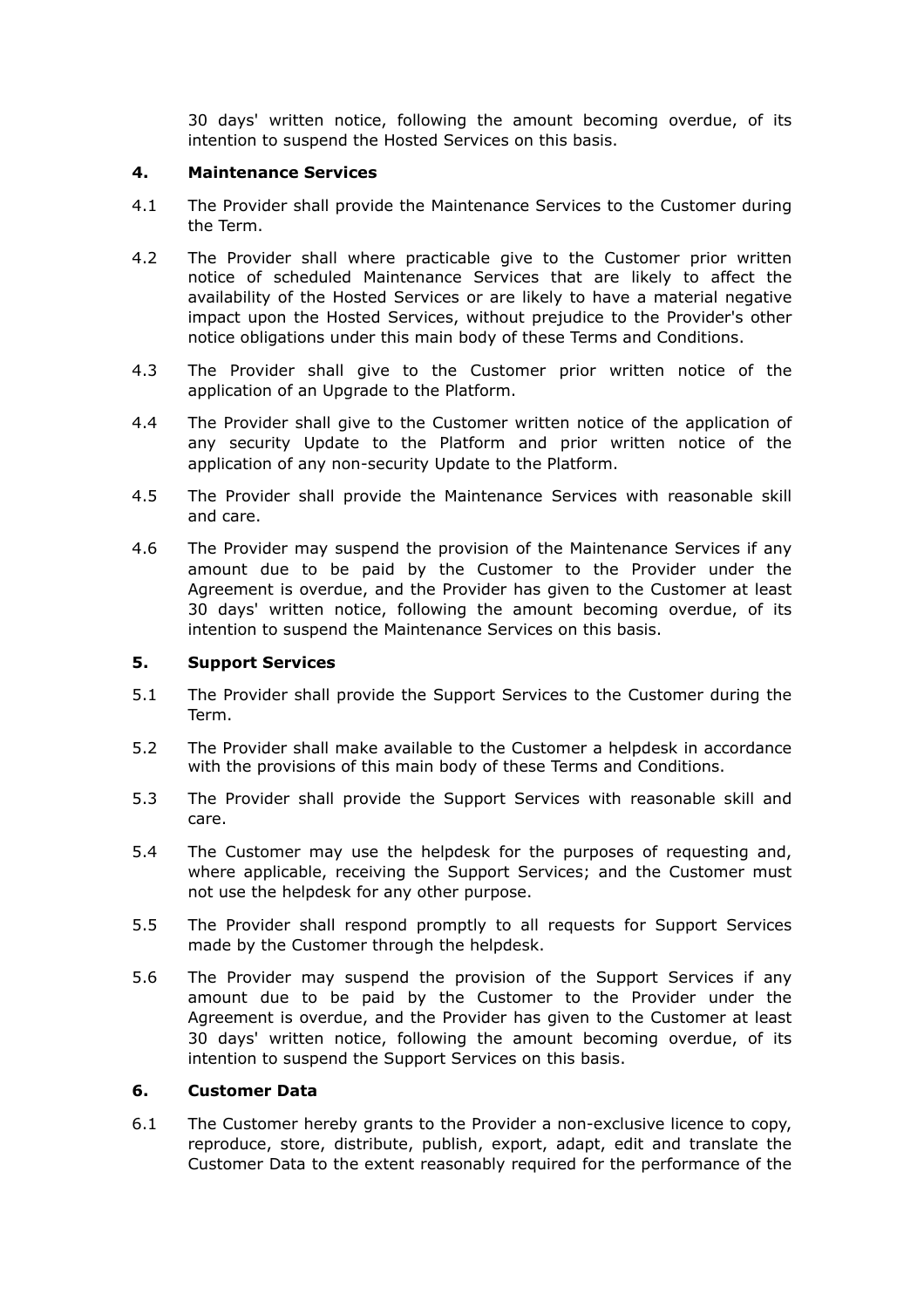30 days' written notice, following the amount becoming overdue, of its intention to suspend the Hosted Services on this basis.

## 4. Maintenance Services

4.1 The Provider shall provide the Maintenance Services to the Customer during the Term.

4.2 The Provider shall where practicable give to the Customer prior written notice of scheduled Maintenance Services that are likely to affect the availability of the Hosted Services or are likely to have a material negative impact upon the Hosted Services, without prejudice to the Provider's other notice obligations under this main body of these Terms and Conditions.

4.3 The Provider shall give to the Customer prior written notice of the application of an Upgrade to the Platform.

4.4 The Provider shall give to the Customer written notice of the application of any security Update to the Platform and prior written notice of the application of any non-security Update to the Platform.

4.5 The Provider shall provide the Maintenance Services with reasonable skill and care.

4.6 The Provider may suspend the provision of the Maintenance Services if any amount due to be paid by the Customer to the Provider under the Agreement is overdue, and the Provider has given to the Customer at least 30 days' written notice, following the amount becoming overdue, of its intention to suspend the Maintenance Services on this basis.

## 5. Support Services

5.1 The Provider shall provide the Support Services to the Customer during the Term.

5.2 The Provider shall make available to the Customer a helpdesk in accordance with the provisions of this main body of these Terms and Conditions.

5.3 The Provider shall provide the Support Services with reasonable skill and care.

5.4 The Customer may use the helpdesk for the purposes of requesting and, where applicable, receiving the Support Services; and the Customer must not use the helpdesk for any other purpose.

5.5 The Provider shall respond promptly to all requests for Support Services made by the Customer through the helpdesk.

5.6 The Provider may suspend the provision of the Support Services if any amount due to be paid by the Customer to the Provider under the Agreement is overdue, and the Provider has given to the Customer at least 30 days' written notice, following the amount becoming overdue, of its intention to suspend the Support Services on this basis.

## 6. Customer Data

6.1 The Customer hereby grants to the Provider a non-exclusive licence to copy, reproduce, store, distribute, publish, export, adapt, edit and translate the Customer Data to the extent reasonably required for the performance of the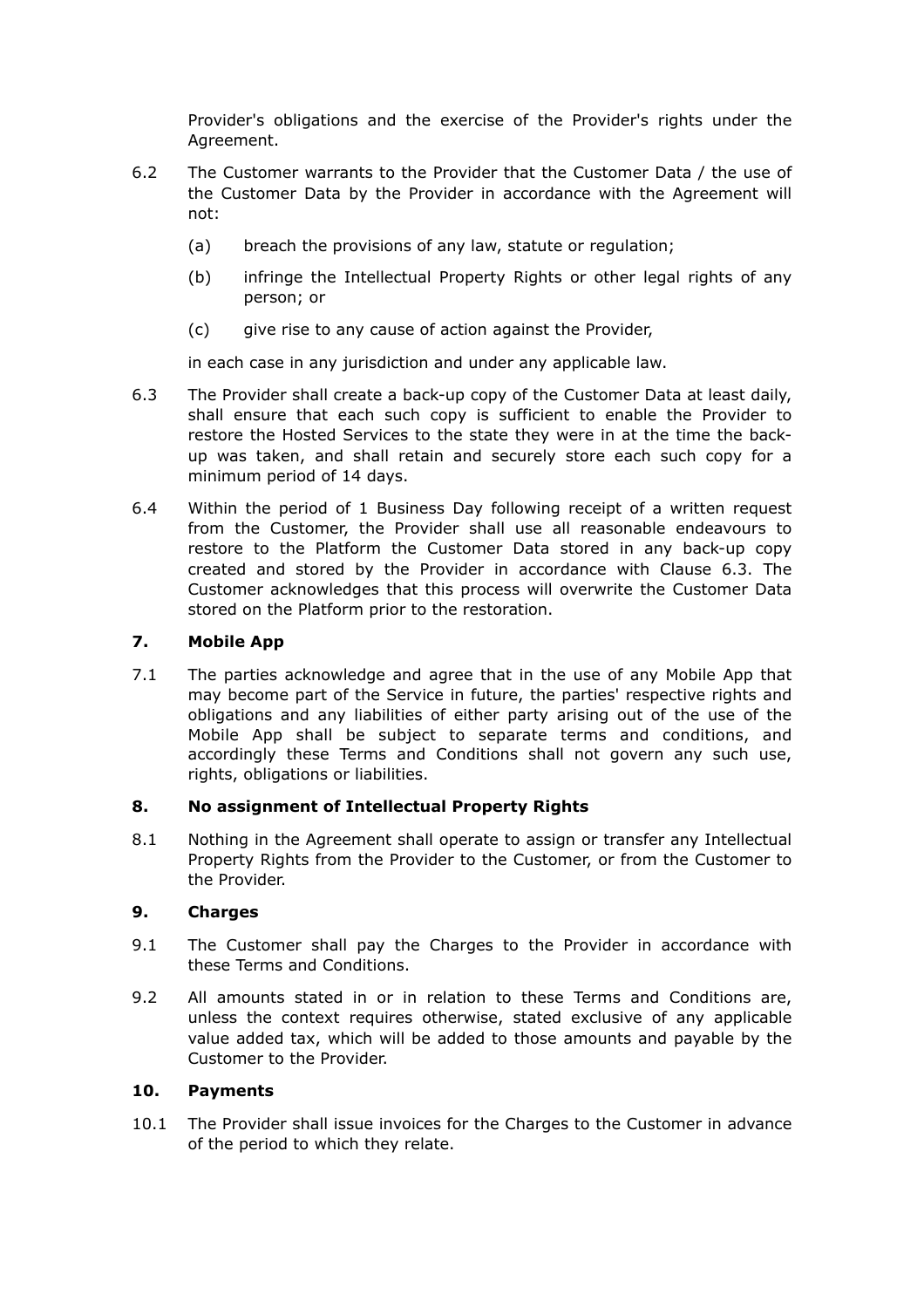Provider's obligations and the exercise of the Provider's rights under the Agreement.

6.2 The Customer warrants to the Provider that the Customer Data / the use of the Customer Data by the Provider in accordance with the Agreement will not:

(a) breach the provisions of any law, statute or regulation;

(b) infringe the Intellectual Property Rights or other legal rights of any person; or

(c) give rise to any cause of action against the Provider,

in each case in any jurisdiction and under any applicable law.

6.3 The Provider shall create a back-up copy of the Customer Data at least daily, shall ensure that each such copy is sufficient to enable the Provider to restore the Hosted Services to the state they were in at the time the back-up was taken, and shall retain and securely store each such copy for a minimum period of 14 days.

6.4 Within the period of 1 Business Day following receipt of a written request from the Customer, the Provider shall use all reasonable endeavours to restore to the Platform the Customer Data stored in any back-up copy created and stored by the Provider in accordance with Clause 6.3. The Customer acknowledges that this process will overwrite the Customer Data stored on the Platform prior to the restoration.

## 7. Mobile App

7.1 The parties acknowledge and agree that in the use of any Mobile App that may become part of the Service in future, the parties' respective rights and obligations and any liabilities of either party arising out of the use of the Mobile App shall be subject to separate terms and conditions, and accordingly these Terms and Conditions shall not govern any such use, rights, obligations or liabilities.

## 8. No assignment of Intellectual Property Rights

8.1 Nothing in the Agreement shall operate to assign or transfer any Intellectual Property Rights from the Provider to the Customer, or from the Customer to the Provider.

## 9. Charges

9.1 The Customer shall pay the Charges to the Provider in accordance with these Terms and Conditions.

9.2 All amounts stated in or in relation to these Terms and Conditions are, unless the context requires otherwise, stated exclusive of any applicable value added tax, which will be added to those amounts and payable by the Customer to the Provider.

## 10. Payments

10.1 The Provider shall issue invoices for the Charges to the Customer in advance of the period to which they relate.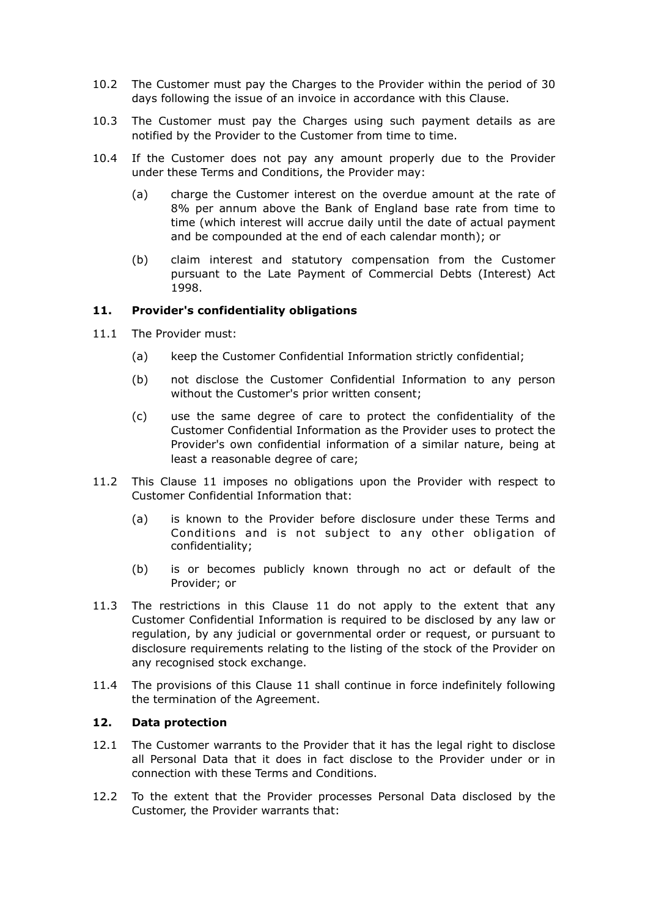10.2 The Customer must pay the Charges to the Provider within the period of 30 days following the issue of an invoice in accordance with this Clause.

10.3 The Customer must pay the Charges using such payment details as are notified by the Provider to the Customer from time to time.

10.4 If the Customer does not pay any amount properly due to the Provider under these Terms and Conditions, the Provider may:

(a) charge the Customer interest on the overdue amount at the rate of 8% per annum above the Bank of England base rate from time to time (which interest will accrue daily until the date of actual payment and be compounded at the end of each calendar month); or

(b) claim interest and statutory compensation from the Customer pursuant to the Late Payment of Commercial Debts (Interest) Act 1998.

**11. Provider's confidentiality obligations**

11.1 The Provider must:

(a) keep the Customer Confidential Information strictly confidential;

(b) not disclose the Customer Confidential Information to any person without the Customer's prior written consent;

(c) use the same degree of care to protect the confidentiality of the Customer Confidential Information as the Provider uses to protect the Provider's own confidential information of a similar nature, being at least a reasonable degree of care;

11.2 This Clause 11 imposes no obligations upon the Provider with respect to Customer Confidential Information that:

(a) is known to the Provider before disclosure under these Terms and Conditions and is not subject to any other obligation of confidentiality;

(b) is or becomes publicly known through no act or default of the Provider; or

11.3 The restrictions in this Clause 11 do not apply to the extent that any Customer Confidential Information is required to be disclosed by any law or regulation, by any judicial or governmental order or request, or pursuant to disclosure requirements relating to the listing of the stock of the Provider on any recognised stock exchange.

11.4 The provisions of this Clause 11 shall continue in force indefinitely following the termination of the Agreement.

**12. Data protection**

12.1 The Customer warrants to the Provider that it has the legal right to disclose all Personal Data that it does in fact disclose to the Provider under or in connection with these Terms and Conditions.

12.2 To the extent that the Provider processes Personal Data disclosed by the Customer, the Provider warrants that: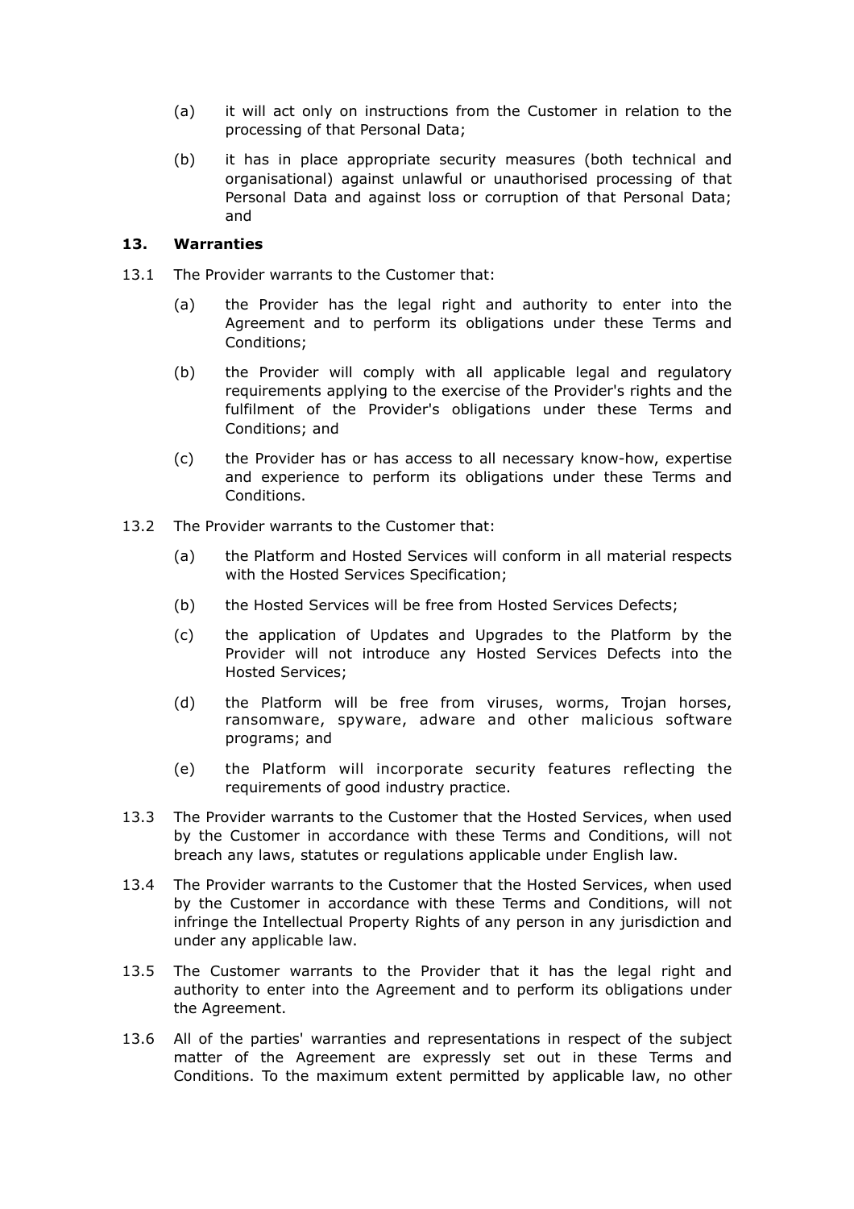(a) it will act only on instructions from the Customer in relation to the processing of that Personal Data;

(b) it has in place appropriate security measures (both technical and organisational) against unlawful or unauthorised processing of that Personal Data and against loss or corruption of that Personal Data; and

## 13. Warranties

13.1 The Provider warrants to the Customer that:

(a) the Provider has the legal right and authority to enter into the Agreement and to perform its obligations under these Terms and Conditions;

(b) the Provider will comply with all applicable legal and regulatory requirements applying to the exercise of the Provider's rights and the fulfilment of the Provider's obligations under these Terms and Conditions; and

(c) the Provider has or has access to all necessary know-how, expertise and experience to perform its obligations under these Terms and Conditions.

13.2 The Provider warrants to the Customer that:

(a) the Platform and Hosted Services will conform in all material respects with the Hosted Services Specification;

(b) the Hosted Services will be free from Hosted Services Defects;

(c) the application of Updates and Upgrades to the Platform by the Provider will not introduce any Hosted Services Defects into the Hosted Services;

(d) the Platform will be free from viruses, worms, Trojan horses, ransomware, spyware, adware and other malicious software programs; and

(e) the Platform will incorporate security features reflecting the requirements of good industry practice.

13.3 The Provider warrants to the Customer that the Hosted Services, when used by the Customer in accordance with these Terms and Conditions, will not breach any laws, statutes or regulations applicable under English law.

13.4 The Provider warrants to the Customer that the Hosted Services, when used by the Customer in accordance with these Terms and Conditions, will not infringe the Intellectual Property Rights of any person in any jurisdiction and under any applicable law.

13.5 The Customer warrants to the Provider that it has the legal right and authority to enter into the Agreement and to perform its obligations under the Agreement.

13.6 All of the parties' warranties and representations in respect of the subject matter of the Agreement are expressly set out in these Terms and Conditions. To the maximum extent permitted by applicable law, no other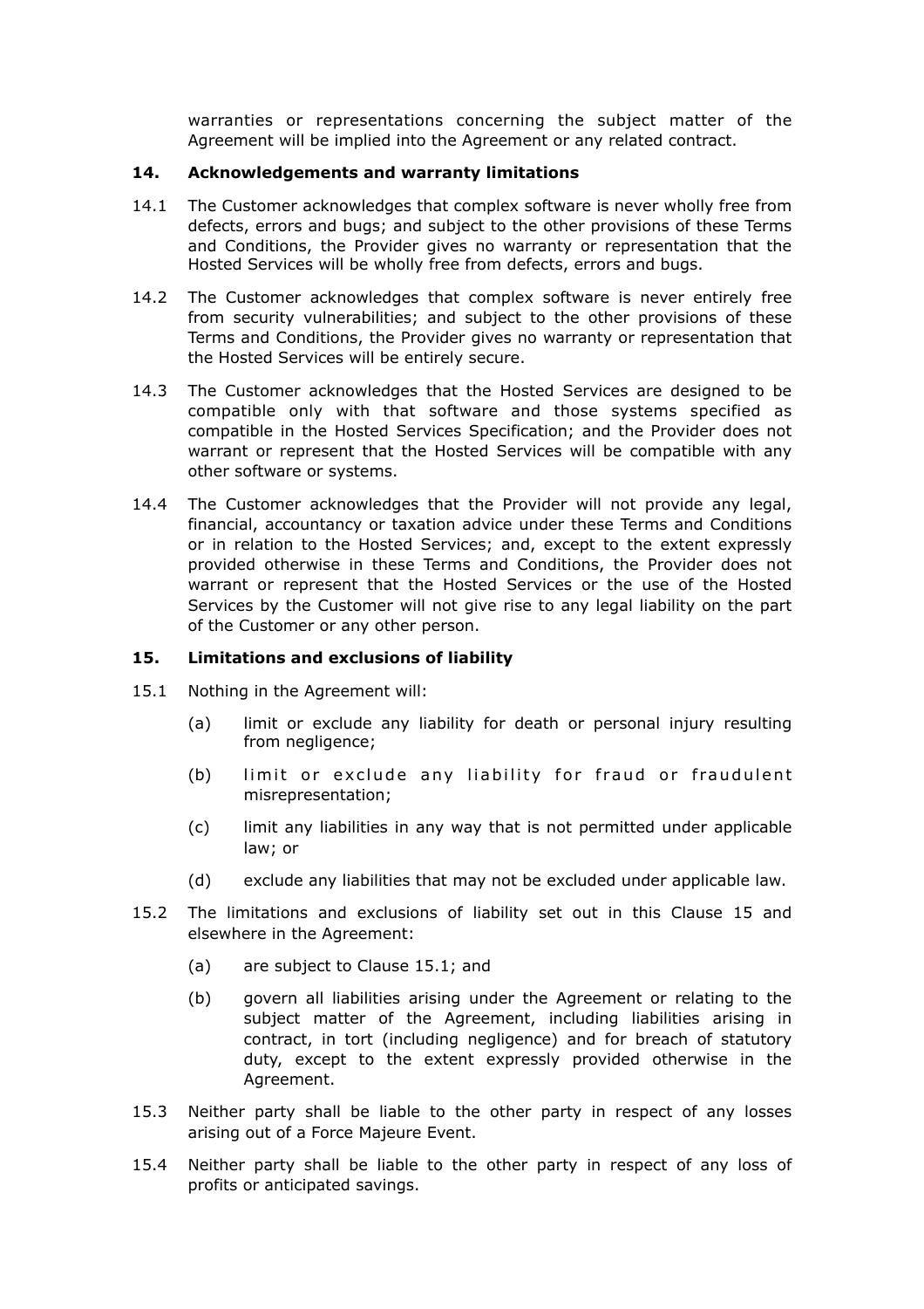warranties or representations concerning the subject matter of the Agreement will be implied into the Agreement or any related contract.

## 14. Acknowledgements and warranty limitations

14.1 The Customer acknowledges that complex software is never wholly free from defects, errors and bugs; and subject to the other provisions of these Terms and Conditions, the Provider gives no warranty or representation that the Hosted Services will be wholly free from defects, errors and bugs.

14.2 The Customer acknowledges that complex software is never entirely free from security vulnerabilities; and subject to the other provisions of these Terms and Conditions, the Provider gives no warranty or representation that the Hosted Services will be entirely secure.

14.3 The Customer acknowledges that the Hosted Services are designed to be compatible only with that software and those systems specified as compatible in the Hosted Services Specification; and the Provider does not warrant or represent that the Hosted Services will be compatible with any other software or systems.

14.4 The Customer acknowledges that the Provider will not provide any legal, financial, accountancy or taxation advice under these Terms and Conditions or in relation to the Hosted Services; and, except to the extent expressly provided otherwise in these Terms and Conditions, the Provider does not warrant or represent that the Hosted Services or the use of the Hosted Services by the Customer will not give rise to any legal liability on the part of the Customer or any other person.

## 15. Limitations and exclusions of liability

15.1 Nothing in the Agreement will:

- (a) limit or exclude any liability for death or personal injury resulting from negligence;
- (b) limit or exclude any liability for fraud or fraudulent misrepresentation;
- (c) limit any liabilities in any way that is not permitted under applicable law; or
- (d) exclude any liabilities that may not be excluded under applicable law.

15.2 The limitations and exclusions of liability set out in this Clause 15 and elsewhere in the Agreement:

- (a) are subject to Clause 15.1; and
- (b) govern all liabilities arising under the Agreement or relating to the subject matter of the Agreement, including liabilities arising in contract, in tort (including negligence) and for breach of statutory duty, except to the extent expressly provided otherwise in the Agreement.

15.3 Neither party shall be liable to the other party in respect of any losses arising out of a Force Majeure Event.

15.4 Neither party shall be liable to the other party in respect of any loss of profits or anticipated savings.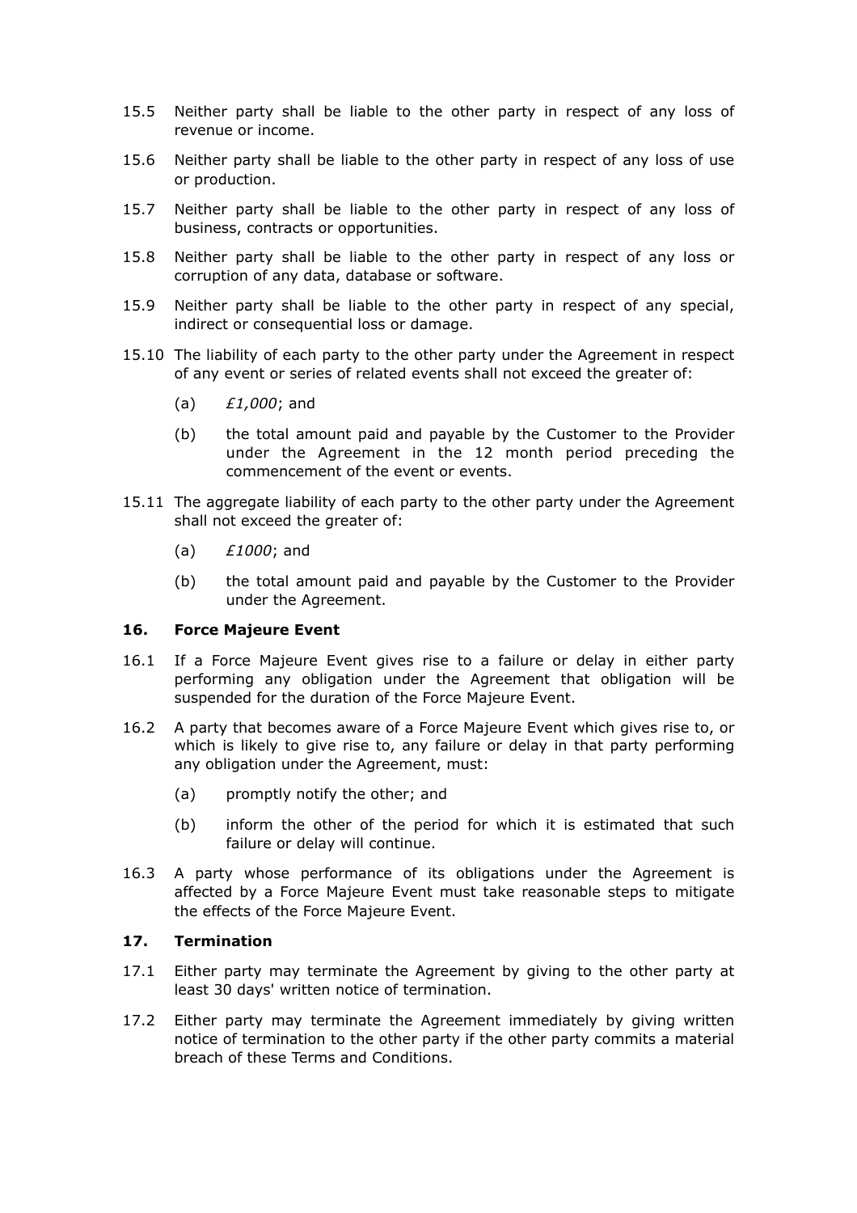15.5 Neither party shall be liable to the other party in respect of any loss of revenue or income.

15.6 Neither party shall be liable to the other party in respect of any loss of use or production.

15.7 Neither party shall be liable to the other party in respect of any loss of business, contracts or opportunities.

15.8 Neither party shall be liable to the other party in respect of any loss or corruption of any data, database or software.

15.9 Neither party shall be liable to the other party in respect of any special, indirect or consequential loss or damage.

15.10 The liability of each party to the other party under the Agreement in respect of any event or series of related events shall not exceed the greater of:

(a) *£1,000*; and

(b) the total amount paid and payable by the Customer to the Provider under the Agreement in the 12 month period preceding the commencement of the event or events.

15.11 The aggregate liability of each party to the other party under the Agreement shall not exceed the greater of:

(a) *£1000*; and

(b) the total amount paid and payable by the Customer to the Provider under the Agreement.

## 16. Force Majeure Event

16.1 If a Force Majeure Event gives rise to a failure or delay in either party performing any obligation under the Agreement that obligation will be suspended for the duration of the Force Majeure Event.

16.2 A party that becomes aware of a Force Majeure Event which gives rise to, or which is likely to give rise to, any failure or delay in that party performing any obligation under the Agreement, must:

(a) promptly notify the other; and

(b) inform the other of the period for which it is estimated that such failure or delay will continue.

16.3 A party whose performance of its obligations under the Agreement is affected by a Force Majeure Event must take reasonable steps to mitigate the effects of the Force Majeure Event.

## 17. Termination

17.1 Either party may terminate the Agreement by giving to the other party at least 30 days' written notice of termination.

17.2 Either party may terminate the Agreement immediately by giving written notice of termination to the other party if the other party commits a material breach of these Terms and Conditions.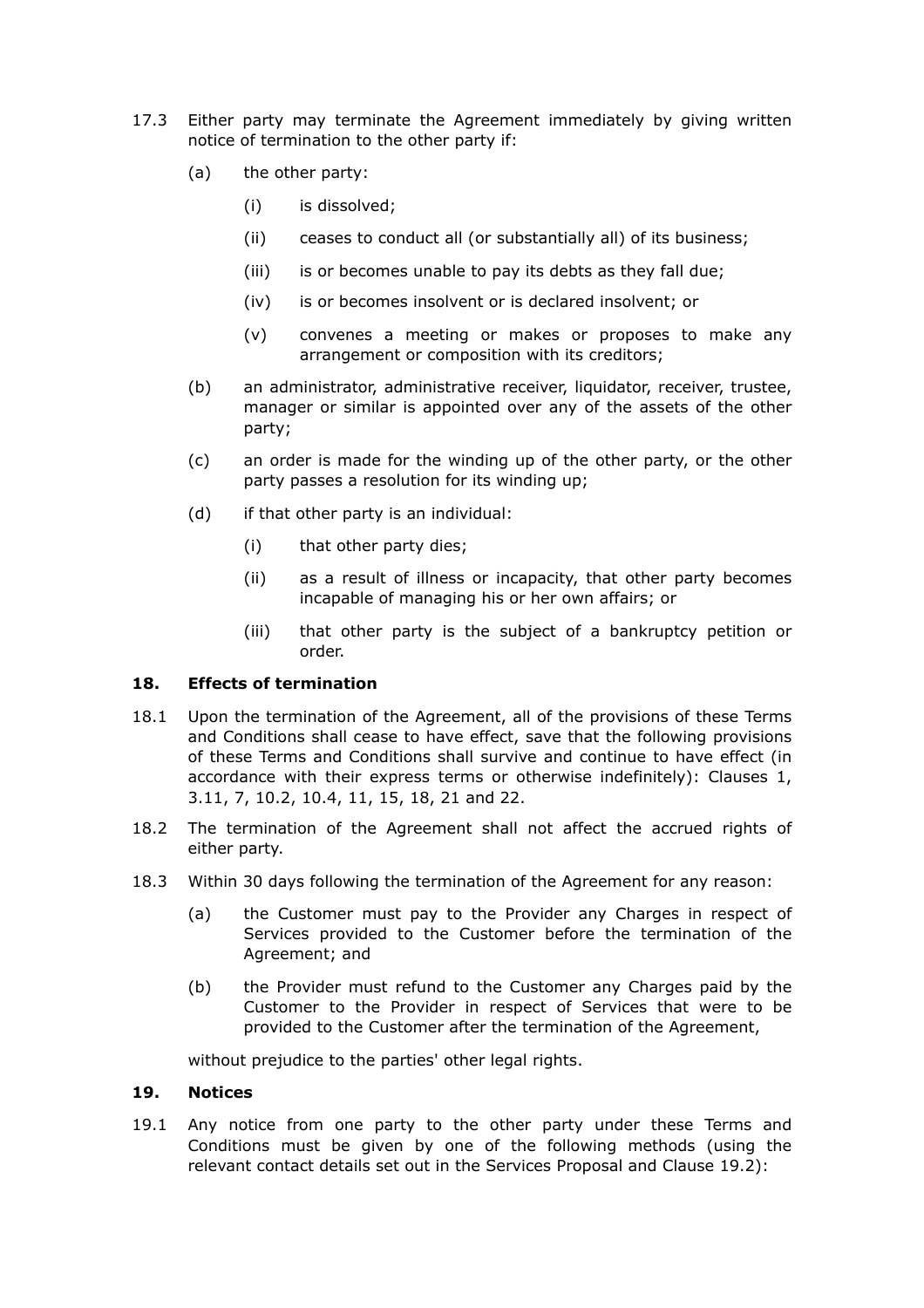17.3 Either party may terminate the Agreement immediately by giving written notice of termination to the other party if:

(a) the other party:

(i) is dissolved;

(ii) ceases to conduct all (or substantially all) of its business;

(iii) is or becomes unable to pay its debts as they fall due;

(iv) is or becomes insolvent or is declared insolvent; or

(v) convenes a meeting or makes or proposes to make any arrangement or composition with its creditors;

(b) an administrator, administrative receiver, liquidator, receiver, trustee, manager or similar is appointed over any of the assets of the other party;

(c) an order is made for the winding up of the other party, or the other party passes a resolution for its winding up;

(d) if that other party is an individual:

(i) that other party dies;

(ii) as a result of illness or incapacity, that other party becomes incapable of managing his or her own affairs; or

(iii) that other party is the subject of a bankruptcy petition or order.

## 18. Effects of termination

18.1 Upon the termination of the Agreement, all of the provisions of these Terms and Conditions shall cease to have effect, save that the following provisions of these Terms and Conditions shall survive and continue to have effect (in accordance with their express terms or otherwise indefinitely): Clauses 1, 3.11, 7, 10.2, 10.4, 11, 15, 18, 21 and 22.

18.2 The termination of the Agreement shall not affect the accrued rights of either party.

18.3 Within 30 days following the termination of the Agreement for any reason:

(a) the Customer must pay to the Provider any Charges in respect of Services provided to the Customer before the termination of the Agreement; and

(b) the Provider must refund to the Customer any Charges paid by the Customer to the Provider in respect of Services that were to be provided to the Customer after the termination of the Agreement,

without prejudice to the parties' other legal rights.

## 19. Notices

19.1 Any notice from one party to the other party under these Terms and Conditions must be given by one of the following methods (using the relevant contact details set out in the Services Proposal and Clause 19.2):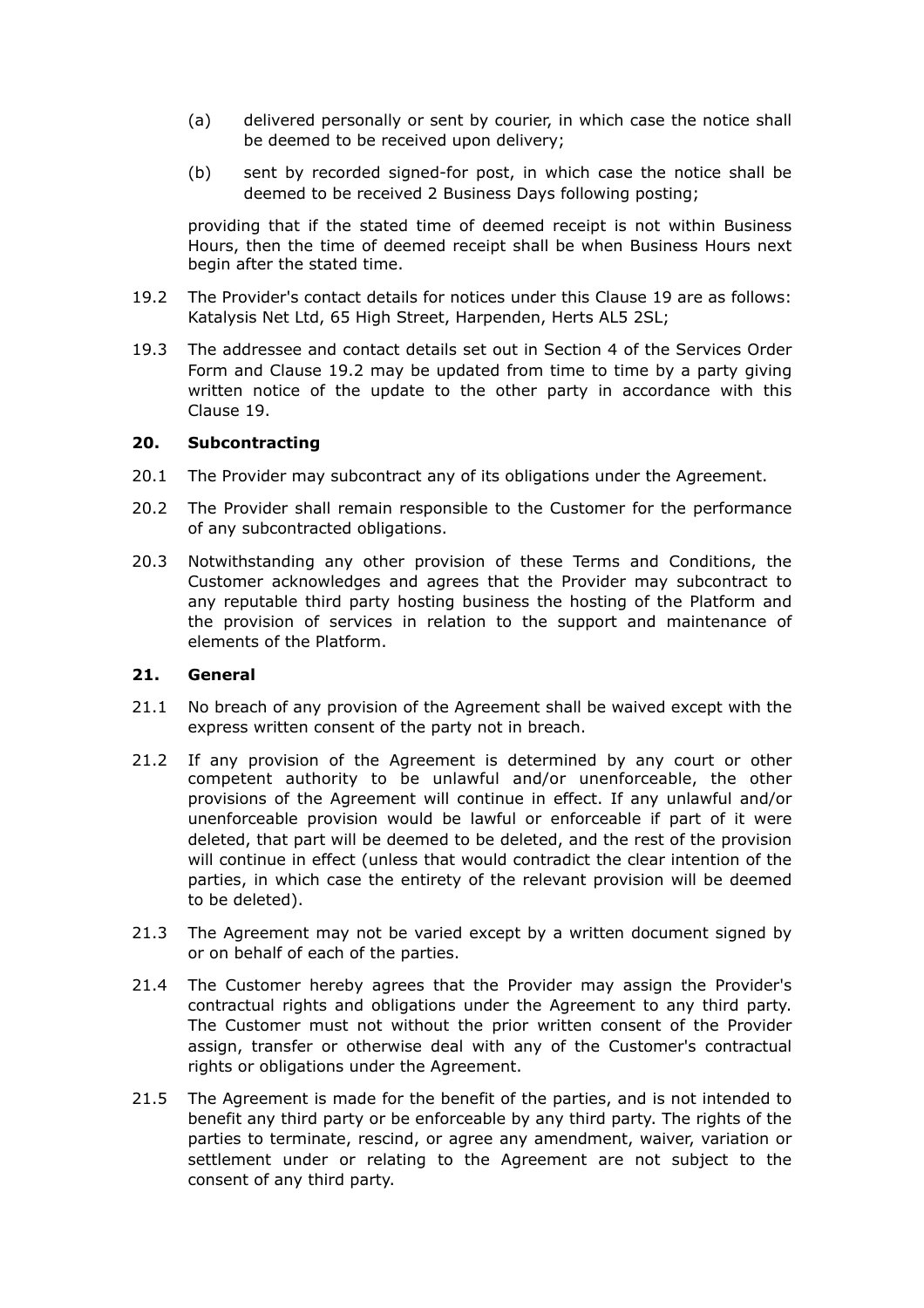(a) delivered personally or sent by courier, in which case the notice shall be deemed to be received upon delivery;

(b) sent by recorded signed-for post, in which case the notice shall be deemed to be received 2 Business Days following posting;

providing that if the stated time of deemed receipt is not within Business Hours, then the time of deemed receipt shall be when Business Hours next begin after the stated time.

19.2 The Provider's contact details for notices under this Clause 19 are as follows: Katalysis Net Ltd, 65 High Street, Harpenden, Herts AL5 2SL;

19.3 The addressee and contact details set out in Section 4 of the Services Order Form and Clause 19.2 may be updated from time to time by a party giving written notice of the update to the other party in accordance with this Clause 19.

## 20. Subcontracting

20.1 The Provider may subcontract any of its obligations under the Agreement.

20.2 The Provider shall remain responsible to the Customer for the performance of any subcontracted obligations.

20.3 Notwithstanding any other provision of these Terms and Conditions, the Customer acknowledges and agrees that the Provider may subcontract to any reputable third party hosting business the hosting of the Platform and the provision of services in relation to the support and maintenance of elements of the Platform.

## 21. General

21.1 No breach of any provision of the Agreement shall be waived except with the express written consent of the party not in breach.

21.2 If any provision of the Agreement is determined by any court or other competent authority to be unlawful and/or unenforceable, the other provisions of the Agreement will continue in effect. If any unlawful and/or unenforceable provision would be lawful or enforceable if part of it were deleted, that part will be deemed to be deleted, and the rest of the provision will continue in effect (unless that would contradict the clear intention of the parties, in which case the entirety of the relevant provision will be deemed to be deleted).

21.3 The Agreement may not be varied except by a written document signed by or on behalf of each of the parties.

21.4 The Customer hereby agrees that the Provider may assign the Provider's contractual rights and obligations under the Agreement to any third party. The Customer must not without the prior written consent of the Provider assign, transfer or otherwise deal with any of the Customer's contractual rights or obligations under the Agreement.

21.5 The Agreement is made for the benefit of the parties, and is not intended to benefit any third party or be enforceable by any third party. The rights of the parties to terminate, rescind, or agree any amendment, waiver, variation or settlement under or relating to the Agreement are not subject to the consent of any third party.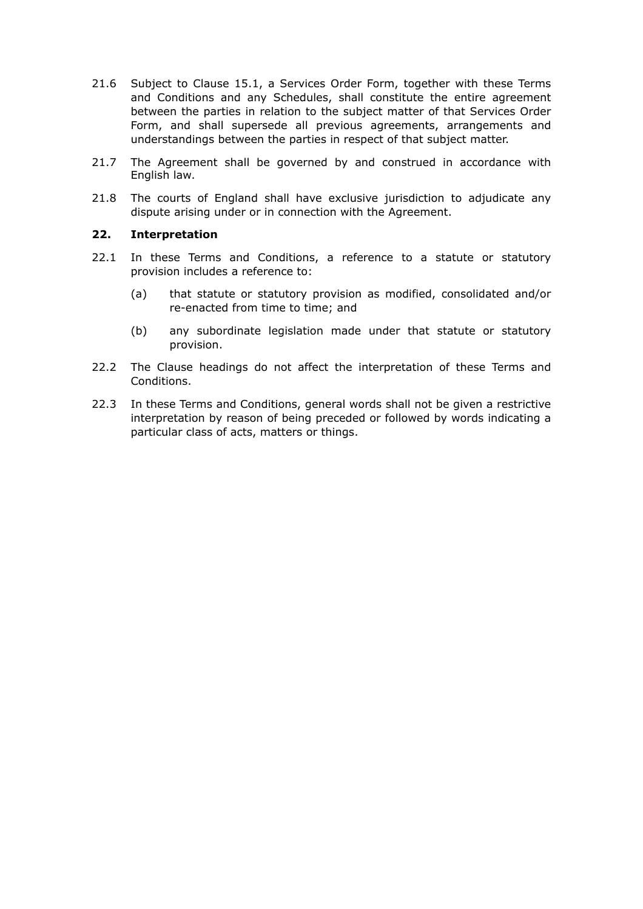21.6 Subject to Clause 15.1, a Services Order Form, together with these Terms and Conditions and any Schedules, shall constitute the entire agreement between the parties in relation to the subject matter of that Services Order Form, and shall supersede all previous agreements, arrangements and understandings between the parties in respect of that subject matter.

21.7 The Agreement shall be governed by and construed in accordance with English law.

21.8 The courts of England shall have exclusive jurisdiction to adjudicate any dispute arising under or in connection with the Agreement.

## 22. Interpretation

22.1 In these Terms and Conditions, a reference to a statute or statutory provision includes a reference to:

(a) that statute or statutory provision as modified, consolidated and/or re-enacted from time to time; and

(b) any subordinate legislation made under that statute or statutory provision.

22.2 The Clause headings do not affect the interpretation of these Terms and Conditions.

22.3 In these Terms and Conditions, general words shall not be given a restrictive interpretation by reason of being preceded or followed by words indicating a particular class of acts, matters or things.